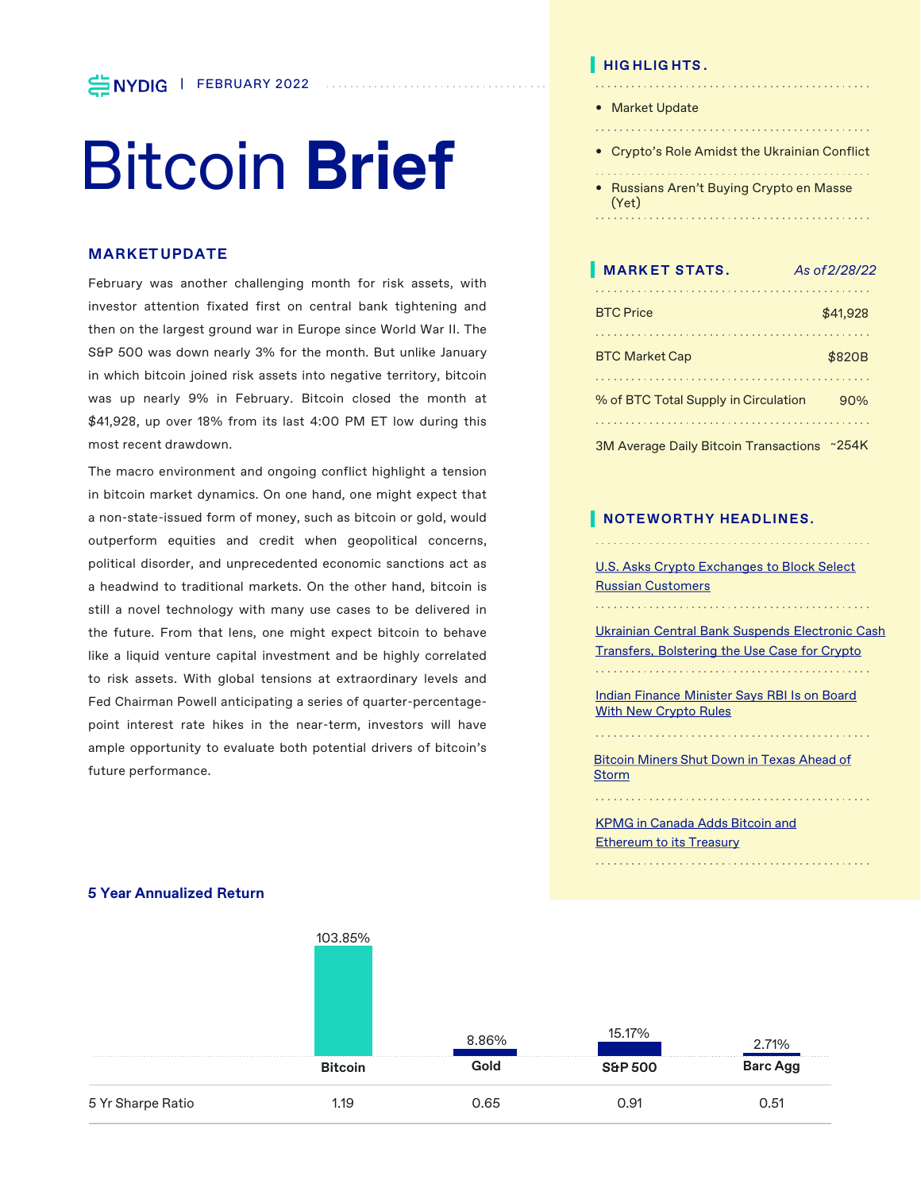NYDIG | FEBRUARY 2022

# Bitcoin **Brief**

## MARKET UPDATE

February was another challenging month for risk assets, with investor attention fixated first on central bank tightening and then on the largest ground war in Europe since World War II. The S&P 500 was down nearly 3% for the month. But unlike January in which bitcoin joined risk assets into negative territory, bitcoin was up nearly 9% in February. Bitcoin closed the month at $41,928, up over 18% from its last 4:00 PM ET low during this most recent drawdown.

The macro environment and ongoing conflict highlight a tension in bitcoin market dynamics. On one hand, one might expect that a non-state-issued form of money, such as bitcoin or gold, would outperform equities and credit when geopolitical concerns, political disorder, and unprecedented economic sanctions act as a headwind to traditional markets. On the other hand, bitcoin is still a novel technology with many use cases to be delivered in the future. From that lens, one might expect bitcoin to behave like a liquid venture capital investment and be highly correlated to risk assets. With global tensions at extraordinary levels and Fed Chairman Powell anticipating a series of quarter-percentage-point interest rate hikes in the near-term, investors will have ample opportunity to evaluate both potential drivers of bitcoin's future performance.

### 5 Year Annualized Return

| | Bitcoin | Gold | S&P 500 | Barc Agg |
|---|---|---|---|---|
| 5 Year Annualized Return | 103.85% | 8.86% | 15.17% | 2.71% |
| 5 Yr Sharpe Ratio | 1.19 | 0.65 | 0.91 | 0.51 |

## HIGHLIGHTS.

- Market Update
- Crypto's Role Amidst the Ukrainian Conflict
- Russians Aren't Buying Crypto en Masse (Yet)

## MARKET STATS.

*As of 2/28/22*

| | |
|---|---|
| BTC Price | $41,928 |
| BTC Market Cap | $820B |
| % of BTC Total Supply in Circulation | 90% |
| 3M Average Daily Bitcoin Transactions | ~254K |

## NOTEWORTHY HEADLINES.

- U.S. Asks Crypto Exchanges to Block Select Russian Customers
- Ukrainian Central Bank Suspends Electronic Cash Transfers, Bolstering the Use Case for Crypto
- Indian Finance Minister Says RBI Is on Board With New Crypto Rules
- Bitcoin Miners Shut Down in Texas Ahead of Storm
- KPMG in Canada Adds Bitcoin and Ethereum to its Treasury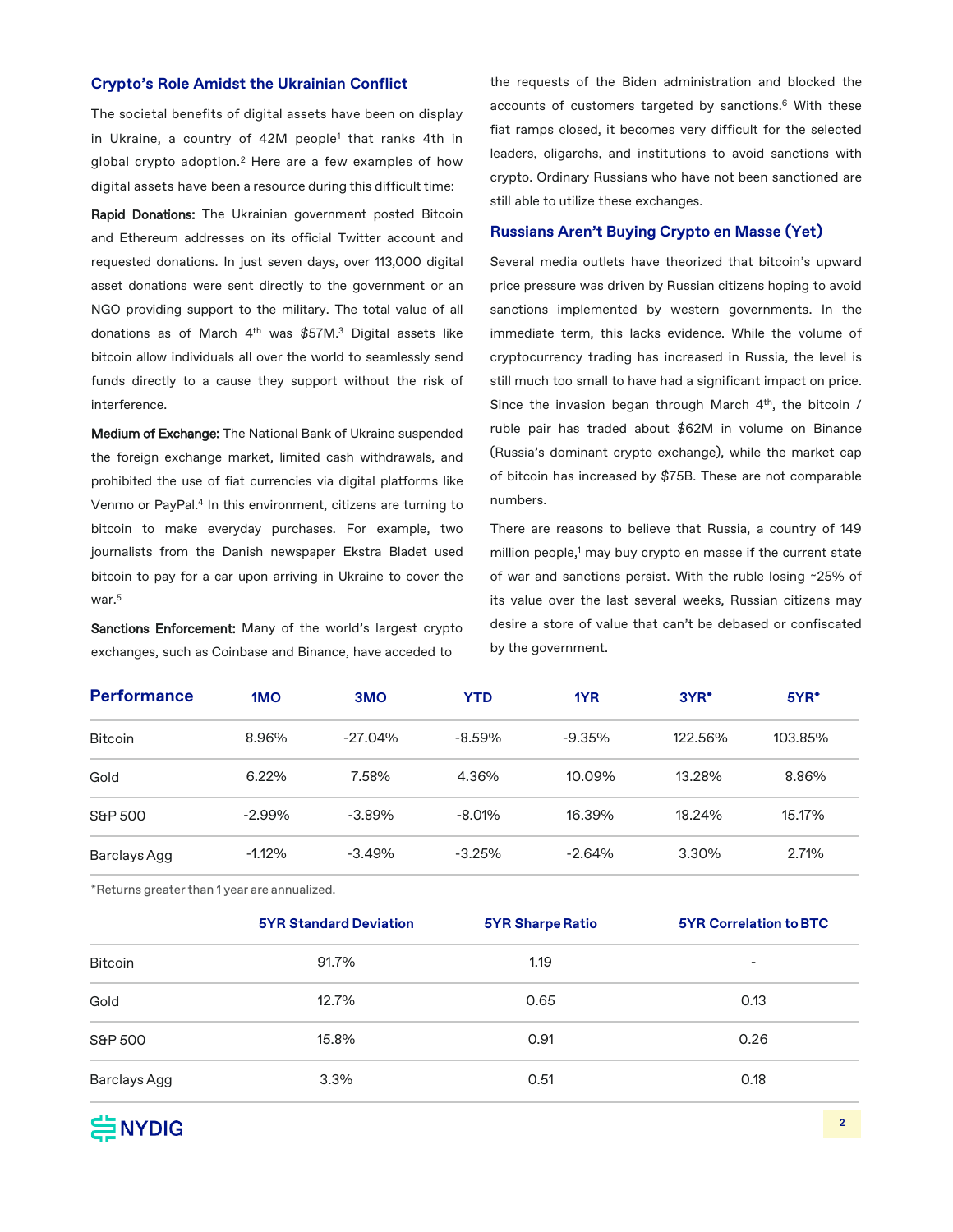## Crypto's Role Amidst the Ukrainian Conflict

The societal benefits of digital assets have been on display in Ukraine, a country of 42M people[1] that ranks 4th in global crypto adoption.[2] Here are a few examples of how digital assets have been a resource during this difficult time:

**Rapid Donations:** The Ukrainian government posted Bitcoin and Ethereum addresses on its official Twitter account and requested donations. In just seven days, over 113,000 digital asset donations were sent directly to the government or an NGO providing support to the military. The total value of all donations as of March 4th was $57M.[3] Digital assets like bitcoin allow individuals all over the world to seamlessly send funds directly to a cause they support without the risk of interference.

**Medium of Exchange:** The National Bank of Ukraine suspended the foreign exchange market, limited cash withdrawals, and prohibited the use of fiat currencies via digital platforms like Venmo or PayPal.[4] In this environment, citizens are turning to bitcoin to make everyday purchases. For example, two journalists from the Danish newspaper Ekstra Bladet used bitcoin to pay for a car upon arriving in Ukraine to cover the war.[5]

**Sanctions Enforcement:** Many of the world's largest crypto exchanges, such as Coinbase and Binance, have acceded to the requests of the Biden administration and blocked the accounts of customers targeted by sanctions.[6] With these fiat ramps closed, it becomes very difficult for the selected leaders, oligarchs, and institutions to avoid sanctions with crypto. Ordinary Russians who have not been sanctioned are still able to utilize these exchanges.

## Russians Aren't Buying Crypto en Masse (Yet)

Several media outlets have theorized that bitcoin's upward price pressure was driven by Russian citizens hoping to avoid sanctions implemented by western governments. In the immediate term, this lacks evidence. While the volume of cryptocurrency trading has increased in Russia, the level is still much too small to have had a significant impact on price. Since the invasion began through March 4th, the bitcoin / ruble pair has traded about $62M in volume on Binance (Russia's dominant crypto exchange), while the market cap of bitcoin has increased by $75B. These are not comparable numbers.

There are reasons to believe that Russia, a country of 149 million people,[1] may buy crypto en masse if the current state of war and sanctions persist. With the ruble losing ~25% of its value over the last several weeks, Russian citizens may desire a store of value that can't be debased or confiscated by the government.

| Performance | 1MO | 3MO | YTD | 1YR | 3YR* | 5YR* |
|---|---|---|---|---|---|---|
| Bitcoin | 8.96% | -27.04% | -8.59% | -9.35% | 122.56% | 103.85% |
| Gold | 6.22% | 7.58% | 4.36% | 10.09% | 13.28% | 8.86% |
| S&P 500 | -2.99% | -3.89% | -8.01% | 16.39% | 18.24% | 15.17% |
| Barclays Agg | -1.12% | -3.49% | -3.25% | -2.64% | 3.30% | 2.71% |

*Returns greater than 1 year are annualized.

| | 5YR Standard Deviation | 5YR Sharpe Ratio | 5YR Correlation to BTC |
|---|---|---|---|
| Bitcoin | 91.7% | 1.19 | - |
| Gold | 12.7% | 0.65 | 0.13 |
| S&P 500 | 15.8% | 0.91 | 0.26 |
| Barclays Agg | 3.3% | 0.51 | 0.18 |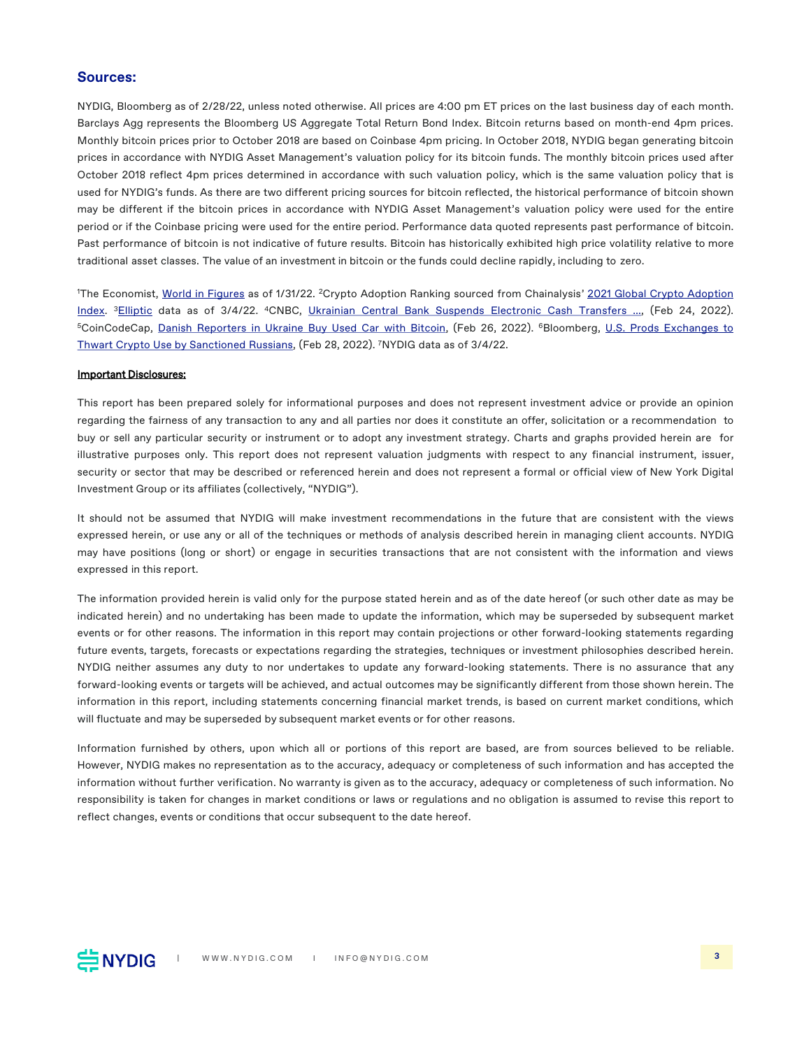## Sources:

NYDIG, Bloomberg as of 2/28/22, unless noted otherwise. All prices are 4:00 pm ET prices on the last business day of each month. Barclays Agg represents the Bloomberg US Aggregate Total Return Bond Index. Bitcoin returns based on month-end 4pm prices. Monthly bitcoin prices prior to October 2018 are based on Coinbase 4pm pricing. In October 2018, NYDIG began generating bitcoin prices in accordance with NYDIG Asset Management's valuation policy for its bitcoin funds. The monthly bitcoin prices used after October 2018 reflect 4pm prices determined in accordance with such valuation policy, which is the same valuation policy that is used for NYDIG's funds. As there are two different pricing sources for bitcoin reflected, the historical performance of bitcoin shown may be different if the bitcoin prices in accordance with NYDIG Asset Management's valuation policy were used for the entire period or if the Coinbase pricing were used for the entire period. Performance data quoted represents past performance of bitcoin. Past performance of bitcoin is not indicative of future results. Bitcoin has historically exhibited high price volatility relative to more traditional asset classes. The value of an investment in bitcoin or the funds could decline rapidly, including to zero.

[1]The Economist, World in Figures as of 1/31/22. [2]Crypto Adoption Ranking sourced from Chainalysis' 2021 Global Crypto Adoption Index. [3]Elliptic data as of 3/4/22. [4]CNBC, Ukrainian Central Bank Suspends Electronic Cash Transfers ..., (Feb 24, 2022). [5]CoinCodeCap, Danish Reporters in Ukraine Buy Used Car with Bitcoin, (Feb 26, 2022). [6]Bloomberg, U.S. Prods Exchanges to Thwart Crypto Use by Sanctioned Russians, (Feb 28, 2022). [7]NYDIG data as of 3/4/22.

**Important Disclosures:**

This report has been prepared solely for informational purposes and does not represent investment advice or provide an opinion regarding the fairness of any transaction to any and all parties nor does it constitute an offer, solicitation or a recommendation to buy or sell any particular security or instrument or to adopt any investment strategy. Charts and graphs provided herein are for illustrative purposes only. This report does not represent valuation judgments with respect to any financial instrument, issuer, security or sector that may be described or referenced herein and does not represent a formal or official view of New York Digital Investment Group or its affiliates (collectively, "NYDIG").

It should not be assumed that NYDIG will make investment recommendations in the future that are consistent with the views expressed herein, or use any or all of the techniques or methods of analysis described herein in managing client accounts. NYDIG may have positions (long or short) or engage in securities transactions that are not consistent with the information and views expressed in this report.

The information provided herein is valid only for the purpose stated herein and as of the date hereof (or such other date as may be indicated herein) and no undertaking has been made to update the information, which may be superseded by subsequent market events or for other reasons. The information in this report may contain projections or other forward-looking statements regarding future events, targets, forecasts or expectations regarding the strategies, techniques or investment philosophies described herein. NYDIG neither assumes any duty to nor undertakes to update any forward-looking statements. There is no assurance that any forward-looking events or targets will be achieved, and actual outcomes may be significantly different from those shown herein. The information in this report, including statements concerning financial market trends, is based on current market conditions, which will fluctuate and may be superseded by subsequent market events or for other reasons.

Information furnished by others, upon which all or portions of this report are based, are from sources believed to be reliable. However, NYDIG makes no representation as to the accuracy, adequacy or completeness of such information and has accepted the information without further verification. No warranty is given as to the accuracy, adequacy or completeness of such information. No responsibility is taken for changes in market conditions or laws or regulations and no obligation is assumed to revise this report to reflect changes, events or conditions that occur subsequent to the date hereof.